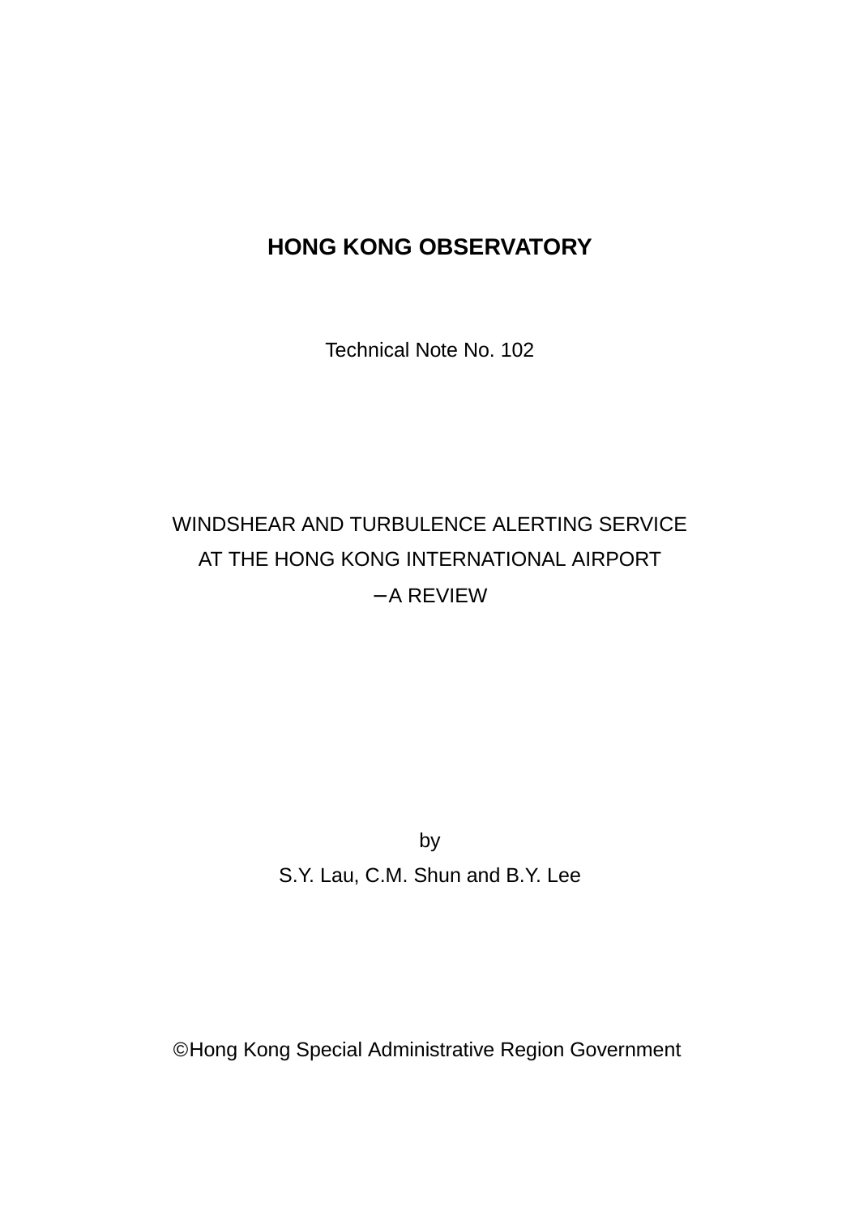# HONG KONG OBSERVATORY

Technical Note No. 102

WINDSHEAR AND TURBULENCE ALERTING SERVICE
AT THE HONG KONG INTERNATIONAL AIRPORT
－A REVIEW

by

S.Y. Lau, C.M. Shun and B.Y. Lee

©Hong Kong Special Administrative Region Government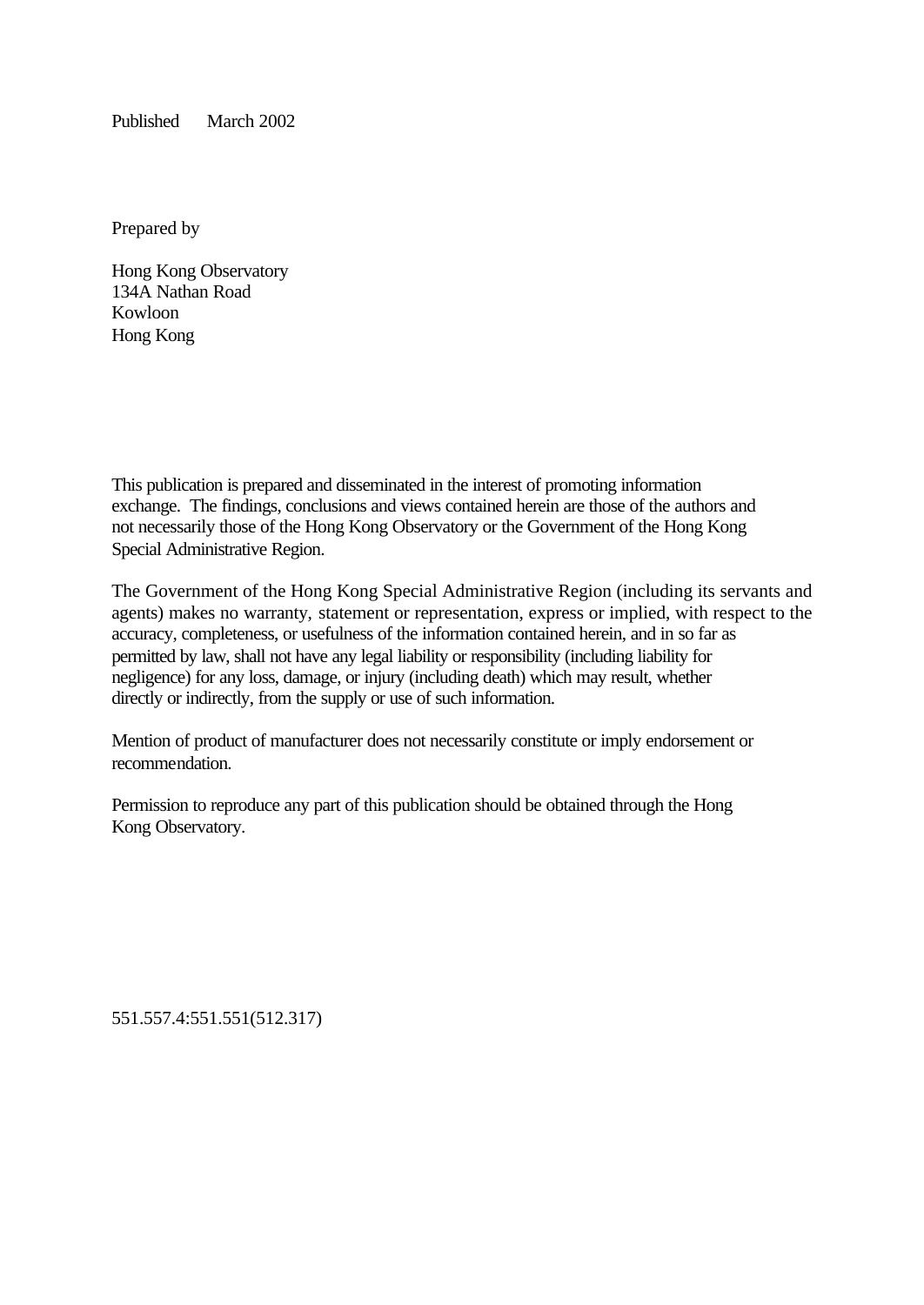Published March 2002

Prepared by

Hong Kong Observatory
134A Nathan Road
Kowloon
Hong Kong

This publication is prepared and disseminated in the interest of promoting information exchange. The findings, conclusions and views contained herein are those of the authors and not necessarily those of the Hong Kong Observatory or the Government of the Hong Kong Special Administrative Region.

The Government of the Hong Kong Special Administrative Region (including its servants and agents) makes no warranty, statement or representation, express or implied, with respect to the accuracy, completeness, or usefulness of the information contained herein, and in so far as permitted by law, shall not have any legal liability or responsibility (including liability for negligence) for any loss, damage, or injury (including death) which may result, whether directly or indirectly, from the supply or use of such information.

Mention of product of manufacturer does not necessarily constitute or imply endorsement or recommendation.

Permission to reproduce any part of this publication should be obtained through the Hong Kong Observatory.

551.557.4:551.551(512.317)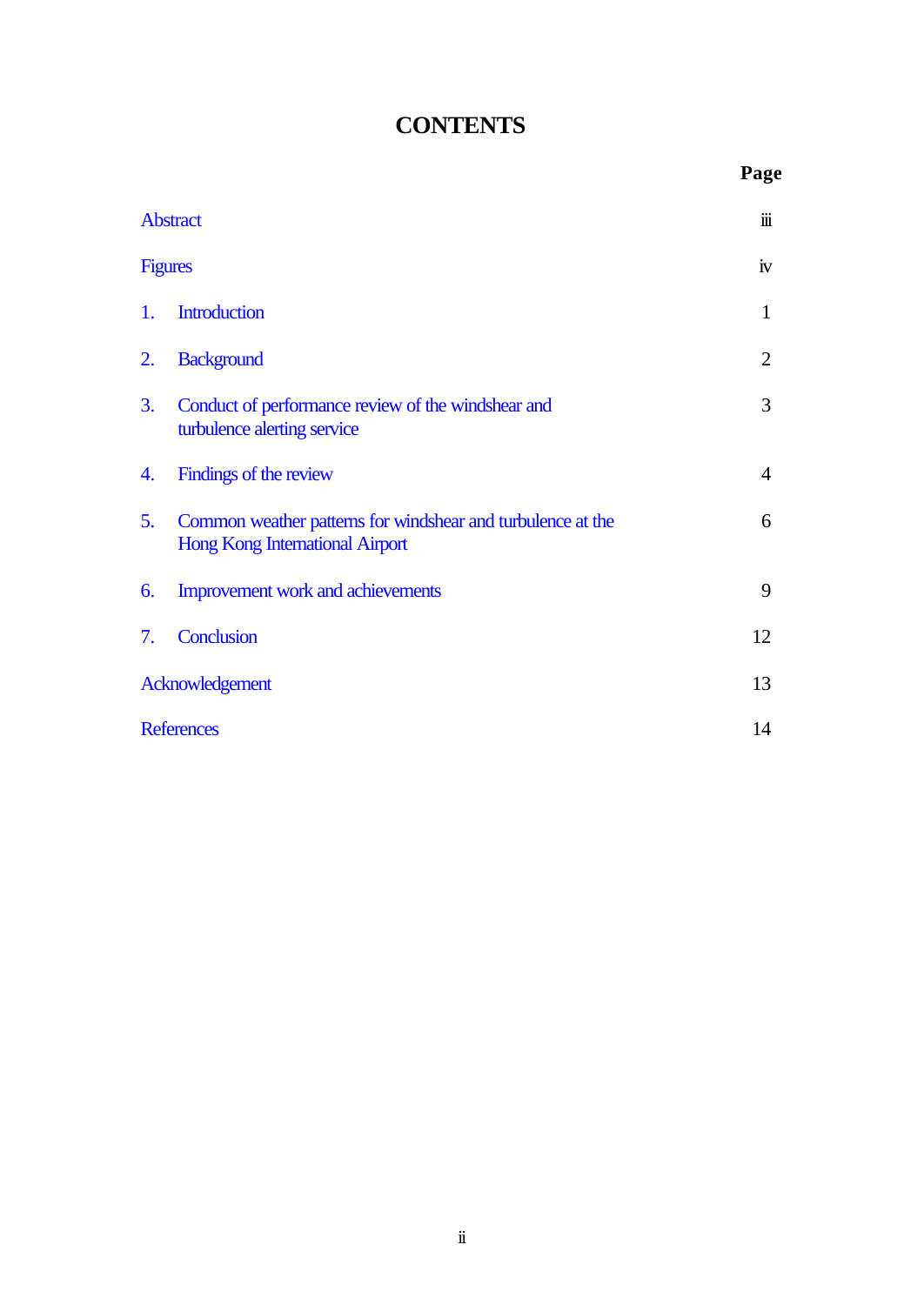# CONTENTS

| | Page |
|---|---|
| Abstract | iii |
| Figures | iv |
| 1. Introduction | 1 |
| 2. Background | 2 |
| 3. Conduct of performance review of the windshear and turbulence alerting service | 3 |
| 4. Findings of the review | 4 |
| 5. Common weather patterns for windshear and turbulence at the Hong Kong International Airport | 6 |
| 6. Improvement work and achievements | 9 |
| 7. Conclusion | 12 |
| Acknowledgement | 13 |
| References | 14 |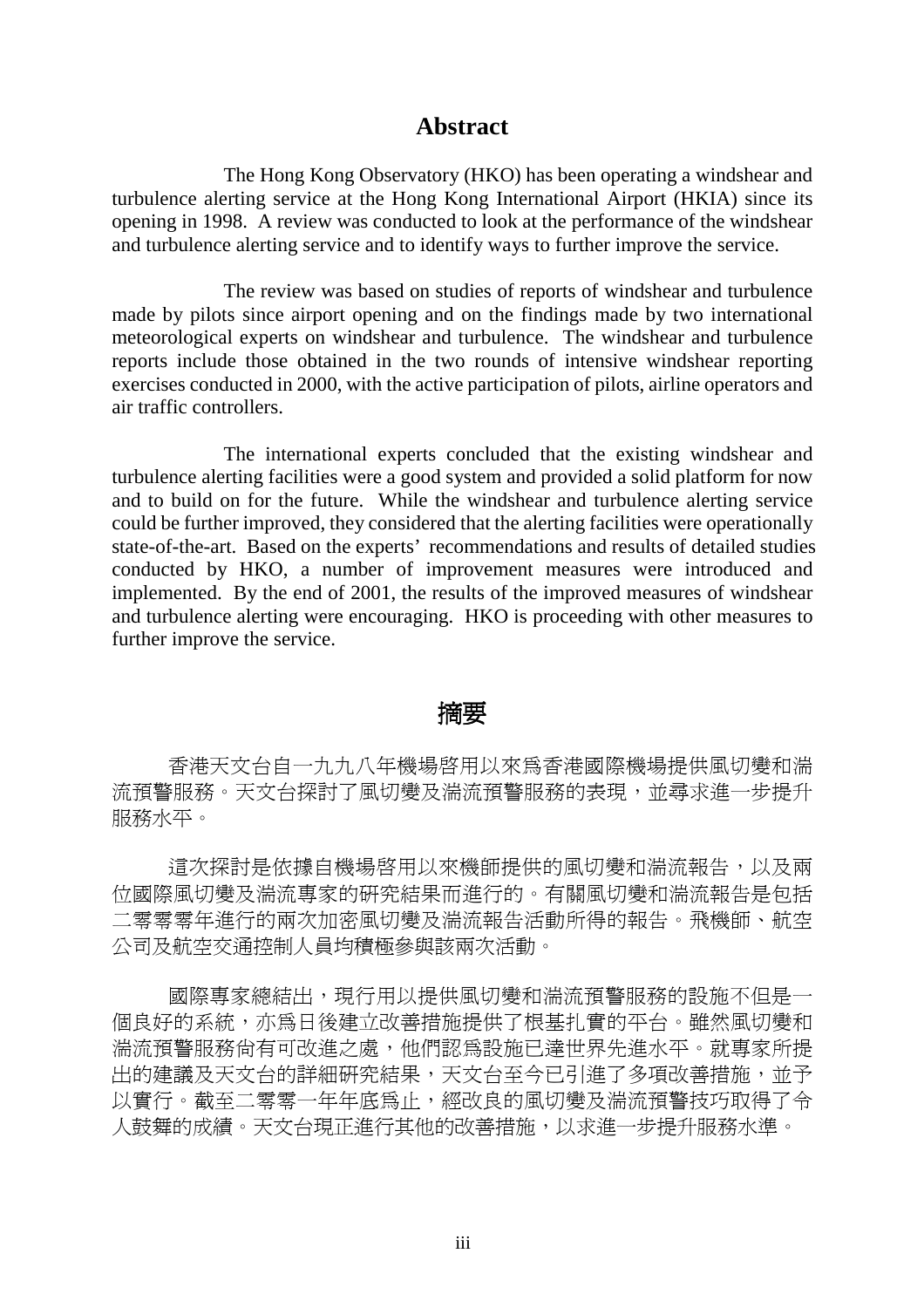# Abstract

The Hong Kong Observatory (HKO) has been operating a windshear and turbulence alerting service at the Hong Kong International Airport (HKIA) since its opening in 1998. A review was conducted to look at the performance of the windshear and turbulence alerting service and to identify ways to further improve the service.

The review was based on studies of reports of windshear and turbulence made by pilots since airport opening and on the findings made by two international meteorological experts on windshear and turbulence. The windshear and turbulence reports include those obtained in the two rounds of intensive windshear reporting exercises conducted in 2000, with the active participation of pilots, airline operators and air traffic controllers.

The international experts concluded that the existing windshear and turbulence alerting facilities were a good system and provided a solid platform for now and to build on for the future. While the windshear and turbulence alerting service could be further improved, they considered that the alerting facilities were operationally state-of-the-art. Based on the experts' recommendations and results of detailed studies conducted by HKO, a number of improvement measures were introduced and implemented. By the end of 2001, the results of the improved measures of windshear and turbulence alerting were encouraging. HKO is proceeding with other measures to further improve the service.

# 摘要

香港天文台自一九九八年機場啓用以來爲香港國際機場提供風切變和湍流預警服務。天文台探討了風切變及湍流預警服務的表現，並尋求進一步提升服務水平。

這次探討是依據自機場啓用以來機師提供的風切變和湍流報告，以及兩位國際風切變及湍流專家的研究結果而進行的。有關風切變和湍流報告是包括二零零零年進行的兩次加密風切變及湍流報告活動所得的報告。飛機師、航空公司及航空交通控制人員均積極參與該兩次活動。

國際專家總結出，現行用以提供風切變和湍流預警服務的設施不但是一個良好的系統，亦爲日後建立改善措施提供了根基扎實的平台。雖然風切變和湍流預警服務尚有可改進之處，他們認爲設施已達世界先進水平。就專家所提出的建議及天文台的詳細研究結果，天文台至今已引進了多項改善措施，並予以實行。截至二零零一年年底爲止，經改良的風切變及湍流預警技巧取得了令人鼓舞的成績。天文台現正進行其他的改善措施，以求進一步提升服務水準。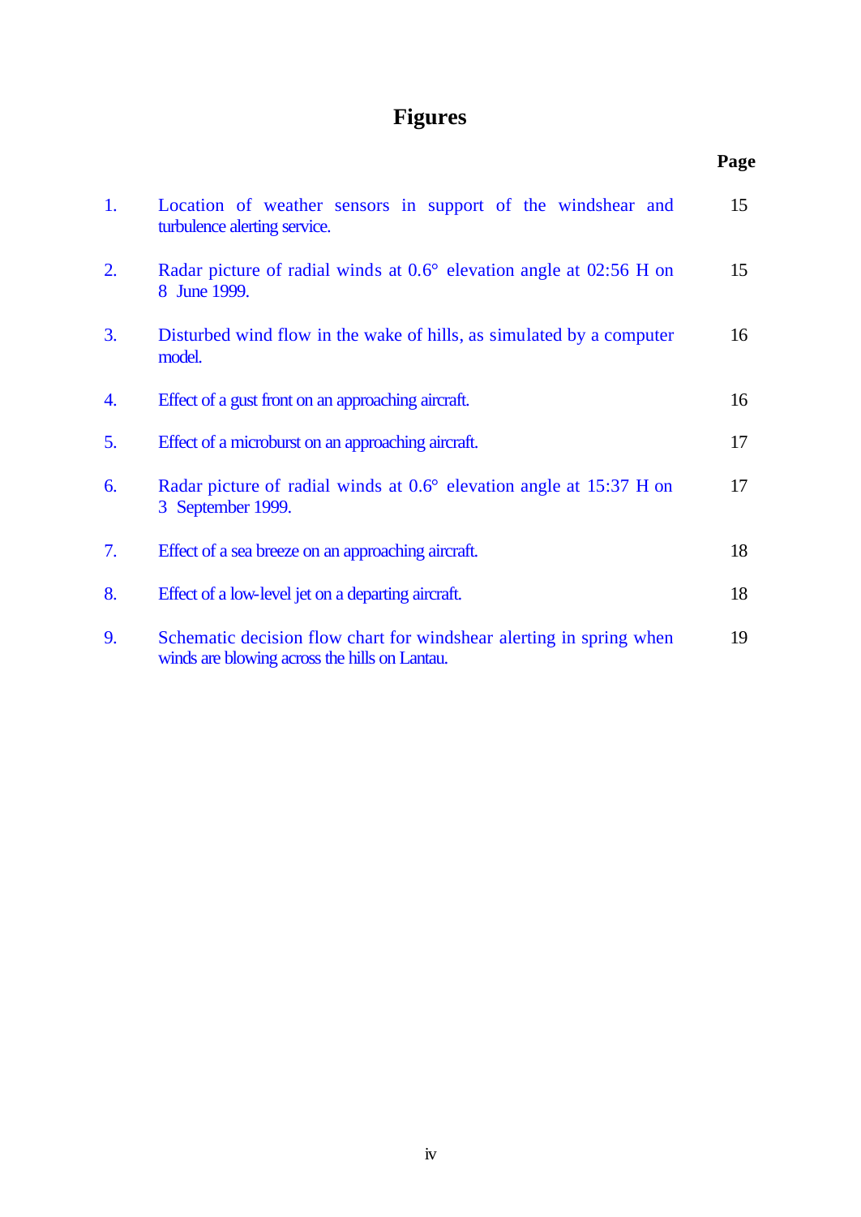# Figures

| | | Page |
|---|---|---|
| 1. | Location of weather sensors in support of the windshear and turbulence alerting service. | 15 |
| 2. | Radar picture of radial winds at 0.6° elevation angle at 02:56 H on 8 June 1999. | 15 |
| 3. | Disturbed wind flow in the wake of hills, as simulated by a computer model. | 16 |
| 4. | Effect of a gust front on an approaching aircraft. | 16 |
| 5. | Effect of a microburst on an approaching aircraft. | 17 |
| 6. | Radar picture of radial winds at 0.6° elevation angle at 15:37 H on 3 September 1999. | 17 |
| 7. | Effect of a sea breeze on an approaching aircraft. | 18 |
| 8. | Effect of a low-level jet on a departing aircraft. | 18 |
| 9. | Schematic decision flow chart for windshear alerting in spring when winds are blowing across the hills on Lantau. | 19 |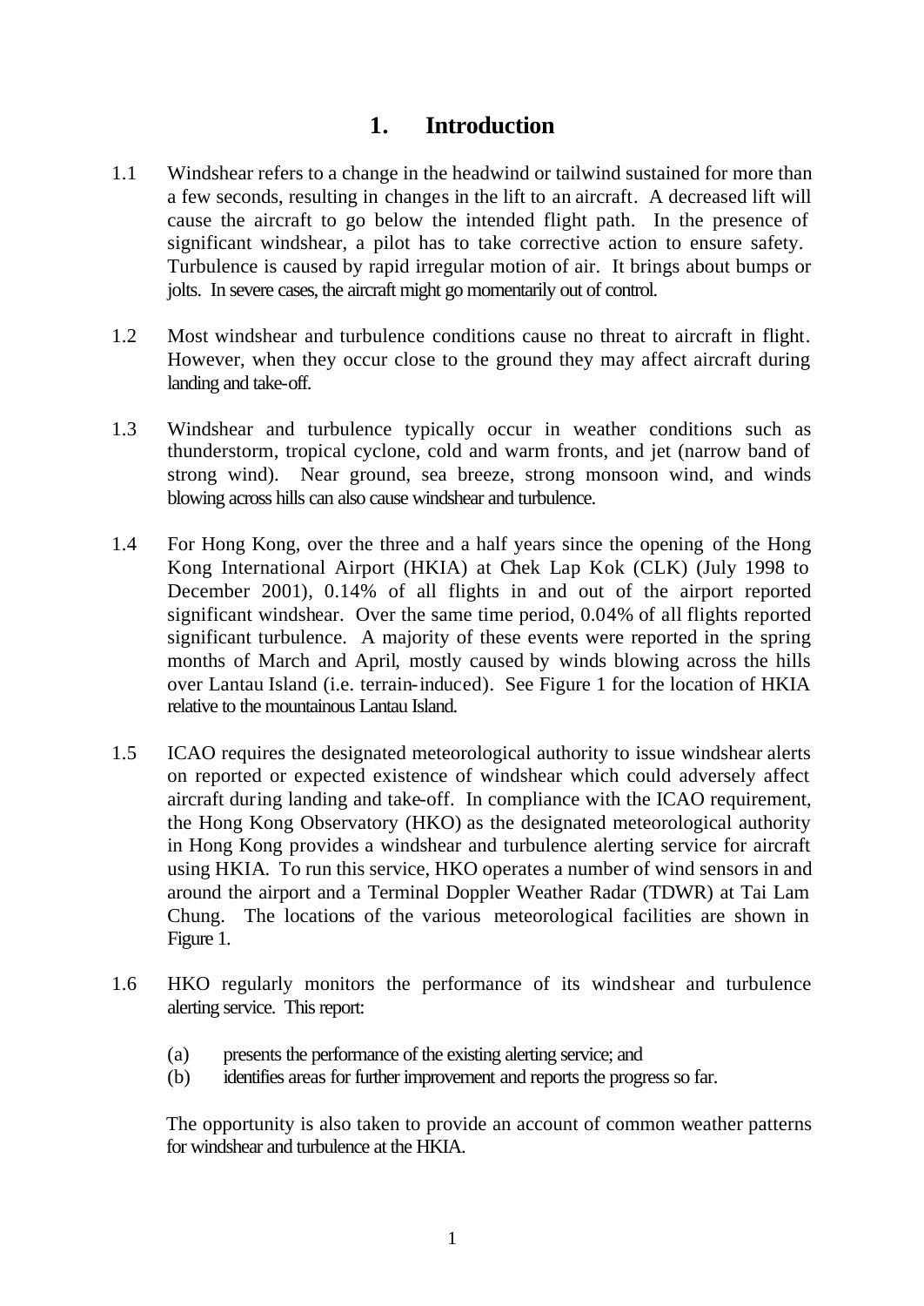# 1. Introduction

1.1 Windshear refers to a change in the headwind or tailwind sustained for more than a few seconds, resulting in changes in the lift to an aircraft. A decreased lift will cause the aircraft to go below the intended flight path. In the presence of significant windshear, a pilot has to take corrective action to ensure safety. Turbulence is caused by rapid irregular motion of air. It brings about bumps or jolts. In severe cases, the aircraft might go momentarily out of control.

1.2 Most windshear and turbulence conditions cause no threat to aircraft in flight. However, when they occur close to the ground they may affect aircraft during landing and take-off.

1.3 Windshear and turbulence typically occur in weather conditions such as thunderstorm, tropical cyclone, cold and warm fronts, and jet (narrow band of strong wind). Near ground, sea breeze, strong monsoon wind, and winds blowing across hills can also cause windshear and turbulence.

1.4 For Hong Kong, over the three and a half years since the opening of the Hong Kong International Airport (HKIA) at Chek Lap Kok (CLK) (July 1998 to December 2001), 0.14% of all flights in and out of the airport reported significant windshear. Over the same time period, 0.04% of all flights reported significant turbulence. A majority of these events were reported in the spring months of March and April, mostly caused by winds blowing across the hills over Lantau Island (i.e. terrain-induced). See Figure 1 for the location of HKIA relative to the mountainous Lantau Island.

1.5 ICAO requires the designated meteorological authority to issue windshear alerts on reported or expected existence of windshear which could adversely affect aircraft during landing and take-off. In compliance with the ICAO requirement, the Hong Kong Observatory (HKO) as the designated meteorological authority in Hong Kong provides a windshear and turbulence alerting service for aircraft using HKIA. To run this service, HKO operates a number of wind sensors in and around the airport and a Terminal Doppler Weather Radar (TDWR) at Tai Lam Chung. The locations of the various meteorological facilities are shown in Figure 1.

1.6 HKO regularly monitors the performance of its windshear and turbulence alerting service. This report:

(a) presents the performance of the existing alerting service; and
(b) identifies areas for further improvement and reports the progress so far.

The opportunity is also taken to provide an account of common weather patterns for windshear and turbulence at the HKIA.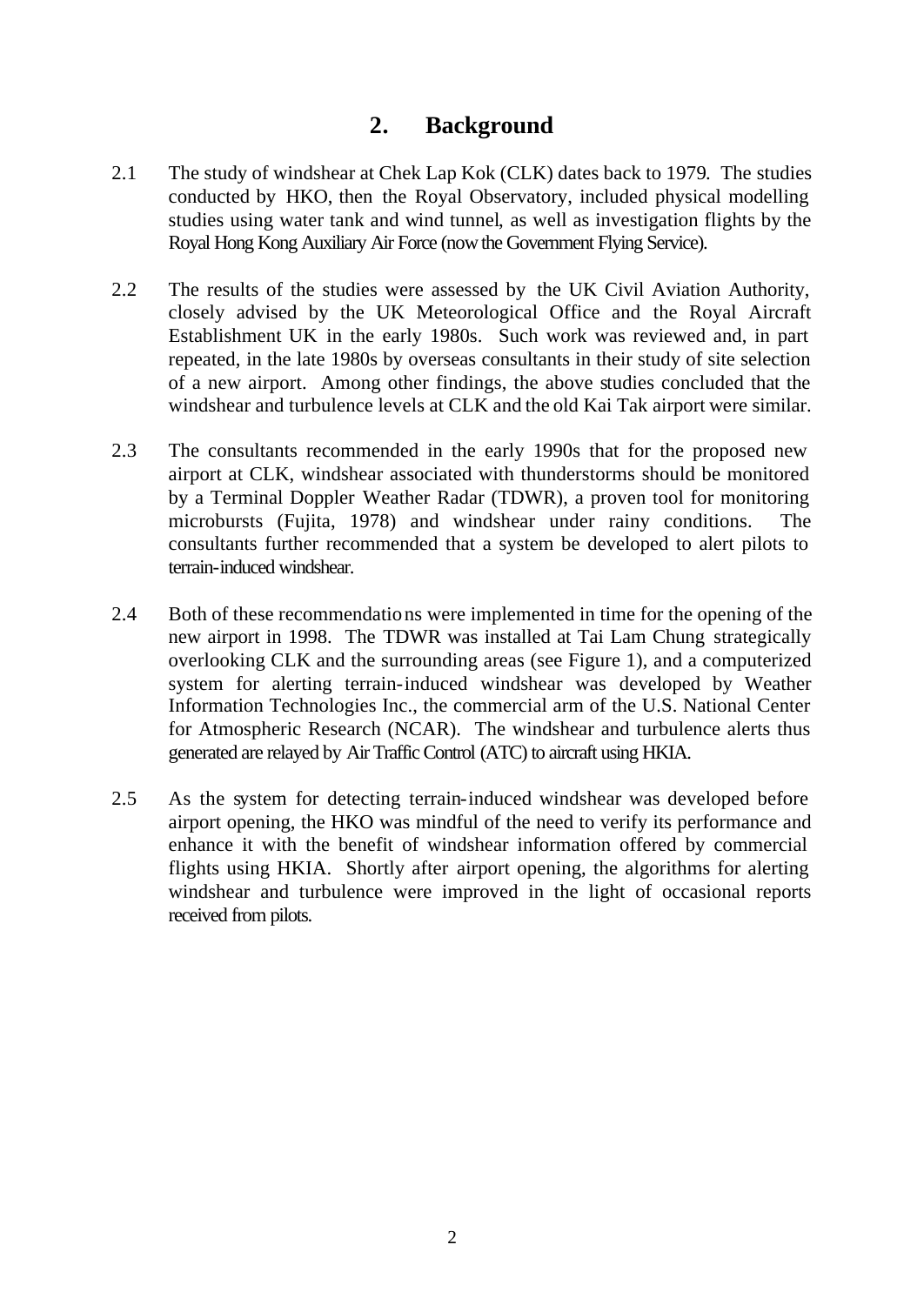## 2. Background

2.1 The study of windshear at Chek Lap Kok (CLK) dates back to 1979. The studies conducted by HKO, then the Royal Observatory, included physical modelling studies using water tank and wind tunnel, as well as investigation flights by the Royal Hong Kong Auxiliary Air Force (now the Government Flying Service).

2.2 The results of the studies were assessed by the UK Civil Aviation Authority, closely advised by the UK Meteorological Office and the Royal Aircraft Establishment UK in the early 1980s. Such work was reviewed and, in part repeated, in the late 1980s by overseas consultants in their study of site selection of a new airport. Among other findings, the above studies concluded that the windshear and turbulence levels at CLK and the old Kai Tak airport were similar.

2.3 The consultants recommended in the early 1990s that for the proposed new airport at CLK, windshear associated with thunderstorms should be monitored by a Terminal Doppler Weather Radar (TDWR), a proven tool for monitoring microbursts (Fujita, 1978) and windshear under rainy conditions. The consultants further recommended that a system be developed to alert pilots to terrain-induced windshear.

2.4 Both of these recommendations were implemented in time for the opening of the new airport in 1998. The TDWR was installed at Tai Lam Chung strategically overlooking CLK and the surrounding areas (see Figure 1), and a computerized system for alerting terrain-induced windshear was developed by Weather Information Technologies Inc., the commercial arm of the U.S. National Center for Atmospheric Research (NCAR). The windshear and turbulence alerts thus generated are relayed by Air Traffic Control (ATC) to aircraft using HKIA.

2.5 As the system for detecting terrain-induced windshear was developed before airport opening, the HKO was mindful of the need to verify its performance and enhance it with the benefit of windshear information offered by commercial flights using HKIA. Shortly after airport opening, the algorithms for alerting windshear and turbulence were improved in the light of occasional reports received from pilots.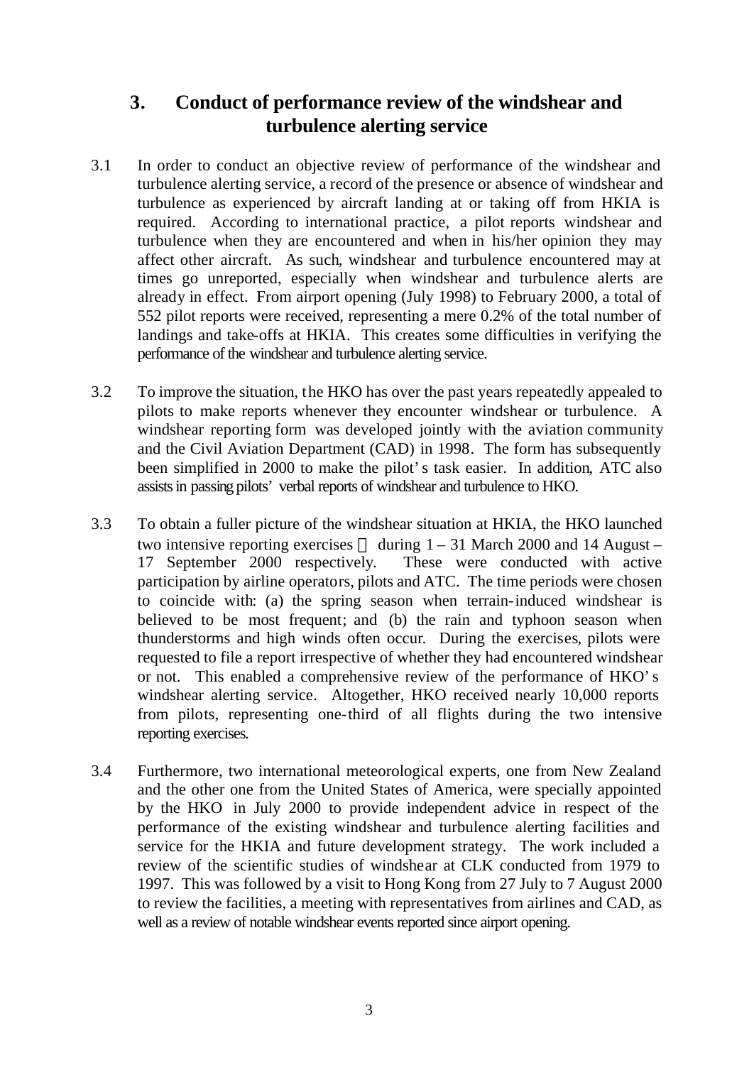## 3. Conduct of performance review of the windshear and turbulence alerting service

3.1 In order to conduct an objective review of performance of the windshear and turbulence alerting service, a record of the presence or absence of windshear and turbulence as experienced by aircraft landing at or taking off from HKIA is required. According to international practice, a pilot reports windshear and turbulence when they are encountered and when in his/her opinion they may affect other aircraft. As such, windshear and turbulence encountered may at times go unreported, especially when windshear and turbulence alerts are already in effect. From airport opening (July 1998) to February 2000, a total of 552 pilot reports were received, representing a mere 0.2% of the total number of landings and take-offs at HKIA. This creates some difficulties in verifying the performance of the windshear and turbulence alerting service.

3.2 To improve the situation, the HKO has over the past years repeatedly appealed to pilots to make reports whenever they encounter windshear or turbulence. A windshear reporting form was developed jointly with the aviation community and the Civil Aviation Department (CAD) in 1998. The form has subsequently been simplified in 2000 to make the pilot's task easier. In addition, ATC also assists in passing pilots' verbal reports of windshear and turbulence to HKO.

3.3 To obtain a fuller picture of the windshear situation at HKIA, the HKO launched two intensive reporting exercises during 1 – 31 March 2000 and 14 August – 17 September 2000 respectively. These were conducted with active participation by airline operators, pilots and ATC. The time periods were chosen to coincide with: (a) the spring season when terrain-induced windshear is believed to be most frequent; and (b) the rain and typhoon season when thunderstorms and high winds often occur. During the exercises, pilots were requested to file a report irrespective of whether they had encountered windshear or not. This enabled a comprehensive review of the performance of HKO's windshear alerting service. Altogether, HKO received nearly 10,000 reports from pilots, representing one-third of all flights during the two intensive reporting exercises.

3.4 Furthermore, two international meteorological experts, one from New Zealand and the other one from the United States of America, were specially appointed by the HKO in July 2000 to provide independent advice in respect of the performance of the existing windshear and turbulence alerting facilities and service for the HKIA and future development strategy. The work included a review of the scientific studies of windshear at CLK conducted from 1979 to 1997. This was followed by a visit to Hong Kong from 27 July to 7 August 2000 to review the facilities, a meeting with representatives from airlines and CAD, as well as a review of notable windshear events reported since airport opening.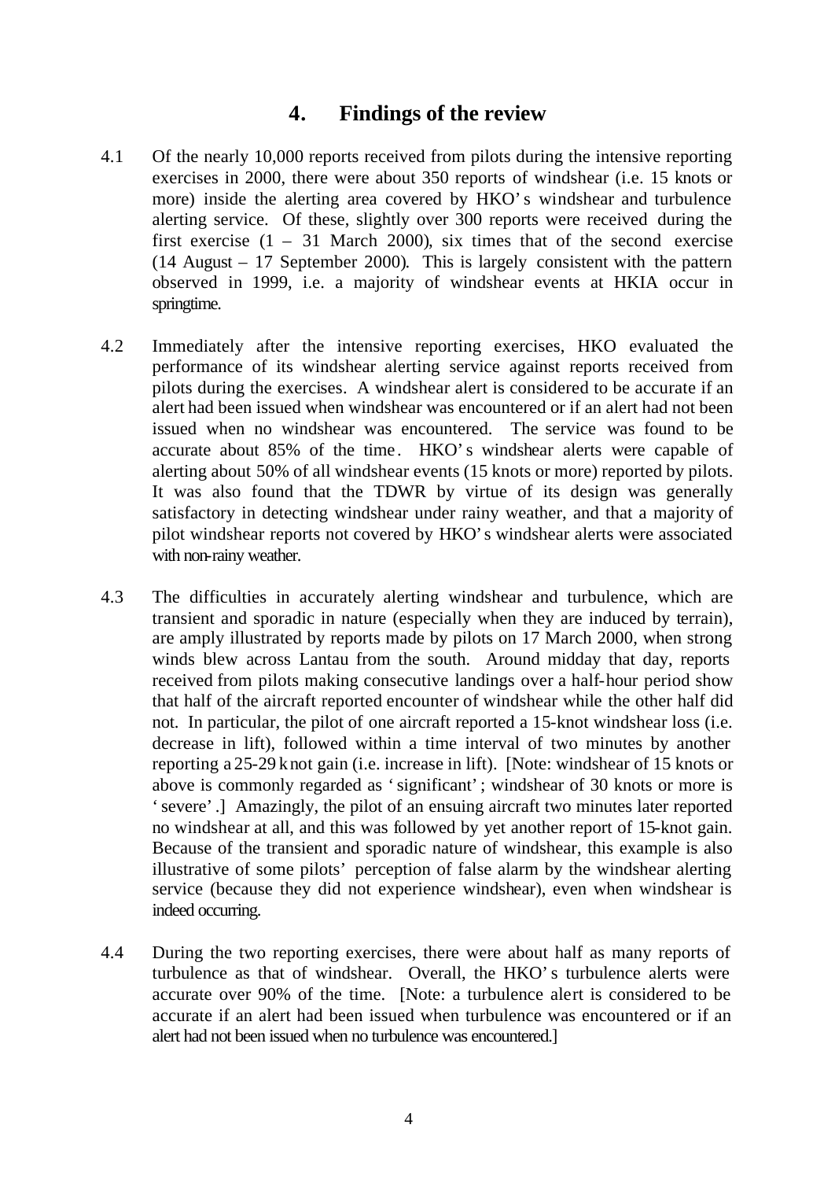## 4. Findings of the review

4.1 Of the nearly 10,000 reports received from pilots during the intensive reporting exercises in 2000, there were about 350 reports of windshear (i.e. 15 knots or more) inside the alerting area covered by HKO's windshear and turbulence alerting service. Of these, slightly over 300 reports were received during the first exercise (1 – 31 March 2000), six times that of the second exercise (14 August – 17 September 2000). This is largely consistent with the pattern observed in 1999, i.e. a majority of windshear events at HKIA occur in springtime.

4.2 Immediately after the intensive reporting exercises, HKO evaluated the performance of its windshear alerting service against reports received from pilots during the exercises. A windshear alert is considered to be accurate if an alert had been issued when windshear was encountered or if an alert had not been issued when no windshear was encountered. The service was found to be accurate about 85% of the time. HKO's windshear alerts were capable of alerting about 50% of all windshear events (15 knots or more) reported by pilots. It was also found that the TDWR by virtue of its design was generally satisfactory in detecting windshear under rainy weather, and that a majority of pilot windshear reports not covered by HKO's windshear alerts were associated with non-rainy weather.

4.3 The difficulties in accurately alerting windshear and turbulence, which are transient and sporadic in nature (especially when they are induced by terrain), are amply illustrated by reports made by pilots on 17 March 2000, when strong winds blew across Lantau from the south. Around midday that day, reports received from pilots making consecutive landings over a half-hour period show that half of the aircraft reported encounter of windshear while the other half did not. In particular, the pilot of one aircraft reported a 15-knot windshear loss (i.e. decrease in lift), followed within a time interval of two minutes by another reporting a 25-29 knot gain (i.e. increase in lift). [Note: windshear of 15 knots or above is commonly regarded as 'significant'; windshear of 30 knots or more is 'severe'.] Amazingly, the pilot of an ensuing aircraft two minutes later reported no windshear at all, and this was followed by yet another report of 15-knot gain. Because of the transient and sporadic nature of windshear, this example is also illustrative of some pilots' perception of false alarm by the windshear alerting service (because they did not experience windshear), even when windshear is indeed occurring.

4.4 During the two reporting exercises, there were about half as many reports of turbulence as that of windshear. Overall, the HKO's turbulence alerts were accurate over 90% of the time. [Note: a turbulence alert is considered to be accurate if an alert had been issued when turbulence was encountered or if an alert had not been issued when no turbulence was encountered.]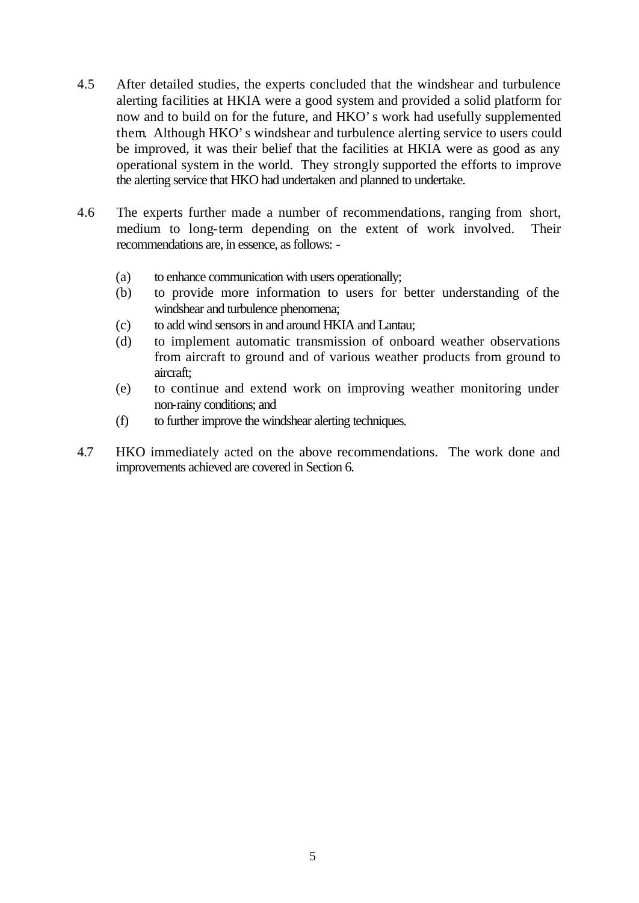4.5 After detailed studies, the experts concluded that the windshear and turbulence alerting facilities at HKIA were a good system and provided a solid platform for now and to build on for the future, and HKO's work had usefully supplemented them. Although HKO's windshear and turbulence alerting service to users could be improved, it was their belief that the facilities at HKIA were as good as any operational system in the world. They strongly supported the efforts to improve the alerting service that HKO had undertaken and planned to undertake.

4.6 The experts further made a number of recommendations, ranging from short, medium to long-term depending on the extent of work involved. Their recommendations are, in essence, as follows: -

(a) to enhance communication with users operationally;

(b) to provide more information to users for better understanding of the windshear and turbulence phenomena;

(c) to add wind sensors in and around HKIA and Lantau;

(d) to implement automatic transmission of onboard weather observations from aircraft to ground and of various weather products from ground to aircraft;

(e) to continue and extend work on improving weather monitoring under non-rainy conditions; and

(f) to further improve the windshear alerting techniques.

4.7 HKO immediately acted on the above recommendations. The work done and improvements achieved are covered in Section 6.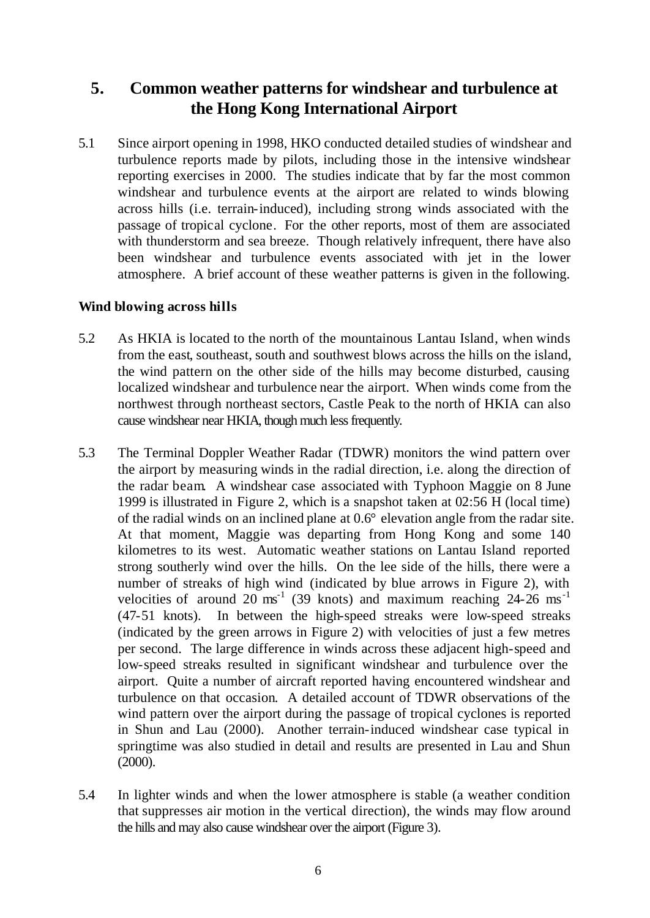# 5. Common weather patterns for windshear and turbulence at the Hong Kong International Airport

5.1 Since airport opening in 1998, HKO conducted detailed studies of windshear and turbulence reports made by pilots, including those in the intensive windshear reporting exercises in 2000. The studies indicate that by far the most common windshear and turbulence events at the airport are related to winds blowing across hills (i.e. terrain-induced), including strong winds associated with the passage of tropical cyclone. For the other reports, most of them are associated with thunderstorm and sea breeze. Though relatively infrequent, there have also been windshear and turbulence events associated with jet in the lower atmosphere. A brief account of these weather patterns is given in the following.

**Wind blowing across hills**

5.2 As HKIA is located to the north of the mountainous Lantau Island, when winds from the east, southeast, south and southwest blows across the hills on the island, the wind pattern on the other side of the hills may become disturbed, causing localized windshear and turbulence near the airport. When winds come from the northwest through northeast sectors, Castle Peak to the north of HKIA can also cause windshear near HKIA, though much less frequently.

5.3 The Terminal Doppler Weather Radar (TDWR) monitors the wind pattern over the airport by measuring winds in the radial direction, i.e. along the direction of the radar beam. A windshear case associated with Typhoon Maggie on 8 June 1999 is illustrated in Figure 2, which is a snapshot taken at 02:56 H (local time) of the radial winds on an inclined plane at 0.6° elevation angle from the radar site. At that moment, Maggie was departing from Hong Kong and some 140 kilometres to its west. Automatic weather stations on Lantau Island reported strong southerly wind over the hills. On the lee side of the hills, there were a number of streaks of high wind (indicated by blue arrows in Figure 2), with velocities of around 20 $ms^{-1}$ (39 knots) and maximum reaching 24-26 $ms^{-1}$ (47-51 knots). In between the high-speed streaks were low-speed streaks (indicated by the green arrows in Figure 2) with velocities of just a few metres per second. The large difference in winds across these adjacent high-speed and low-speed streaks resulted in significant windshear and turbulence over the airport. Quite a number of aircraft reported having encountered windshear and turbulence on that occasion. A detailed account of TDWR observations of the wind pattern over the airport during the passage of tropical cyclones is reported in Shun and Lau (2000). Another terrain-induced windshear case typical in springtime was also studied in detail and results are presented in Lau and Shun (2000).

5.4 In lighter winds and when the lower atmosphere is stable (a weather condition that suppresses air motion in the vertical direction), the winds may flow around the hills and may also cause windshear over the airport (Figure 3).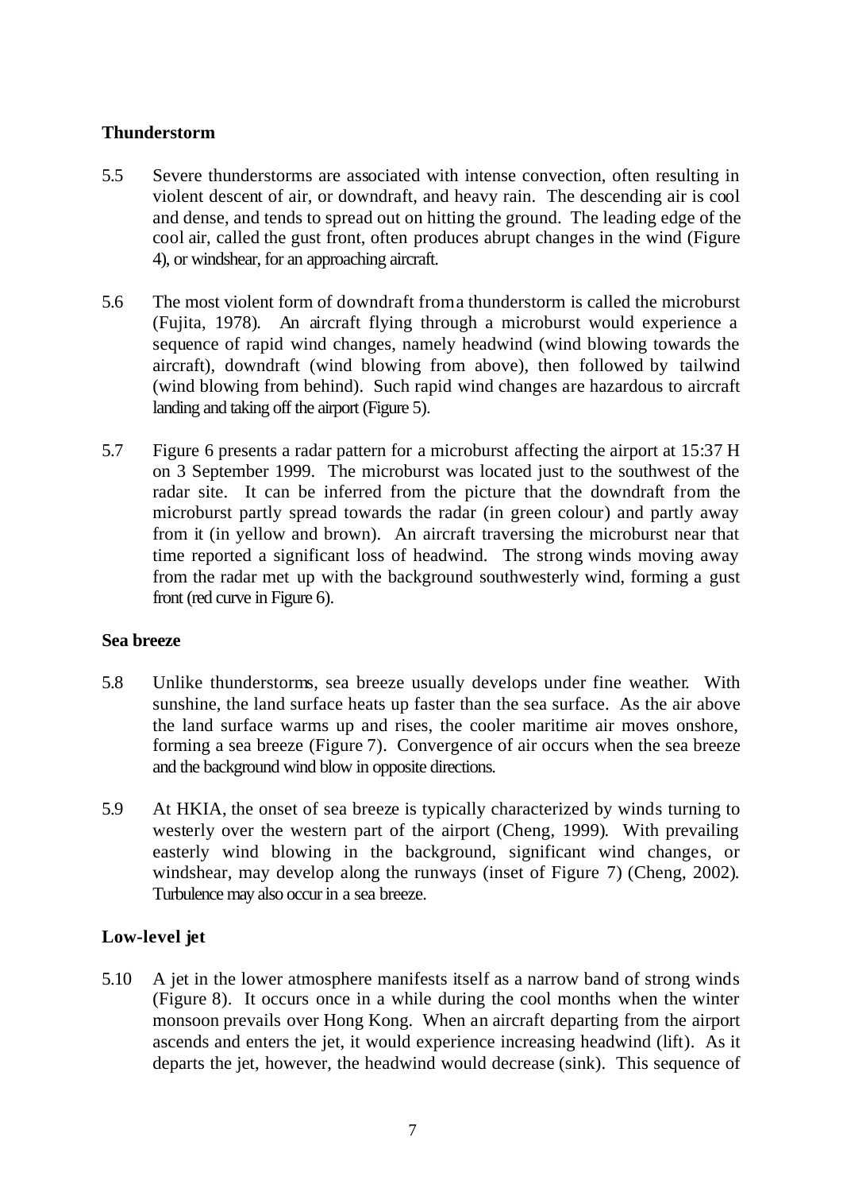### Thunderstorm

5.5 Severe thunderstorms are associated with intense convection, often resulting in violent descent of air, or downdraft, and heavy rain. The descending air is cool and dense, and tends to spread out on hitting the ground. The leading edge of the cool air, called the gust front, often produces abrupt changes in the wind (Figure 4), or windshear, for an approaching aircraft.

5.6 The most violent form of downdraft from a thunderstorm is called the microburst (Fujita, 1978). An aircraft flying through a microburst would experience a sequence of rapid wind changes, namely headwind (wind blowing towards the aircraft), downdraft (wind blowing from above), then followed by tailwind (wind blowing from behind). Such rapid wind changes are hazardous to aircraft landing and taking off the airport (Figure 5).

5.7 Figure 6 presents a radar pattern for a microburst affecting the airport at 15:37 H on 3 September 1999. The microburst was located just to the southwest of the radar site. It can be inferred from the picture that the downdraft from the microburst partly spread towards the radar (in green colour) and partly away from it (in yellow and brown). An aircraft traversing the microburst near that time reported a significant loss of headwind. The strong winds moving away from the radar met up with the background southwesterly wind, forming a gust front (red curve in Figure 6).

### Sea breeze

5.8 Unlike thunderstorms, sea breeze usually develops under fine weather. With sunshine, the land surface heats up faster than the sea surface. As the air above the land surface warms up and rises, the cooler maritime air moves onshore, forming a sea breeze (Figure 7). Convergence of air occurs when the sea breeze and the background wind blow in opposite directions.

5.9 At HKIA, the onset of sea breeze is typically characterized by winds turning to westerly over the western part of the airport (Cheng, 1999). With prevailing easterly wind blowing in the background, significant wind changes, or windshear, may develop along the runways (inset of Figure 7) (Cheng, 2002). Turbulence may also occur in a sea breeze.

### Low-level jet

5.10 A jet in the lower atmosphere manifests itself as a narrow band of strong winds (Figure 8). It occurs once in a while during the cool months when the winter monsoon prevails over Hong Kong. When an aircraft departing from the airport ascends and enters the jet, it would experience increasing headwind (lift). As it departs the jet, however, the headwind would decrease (sink). This sequence of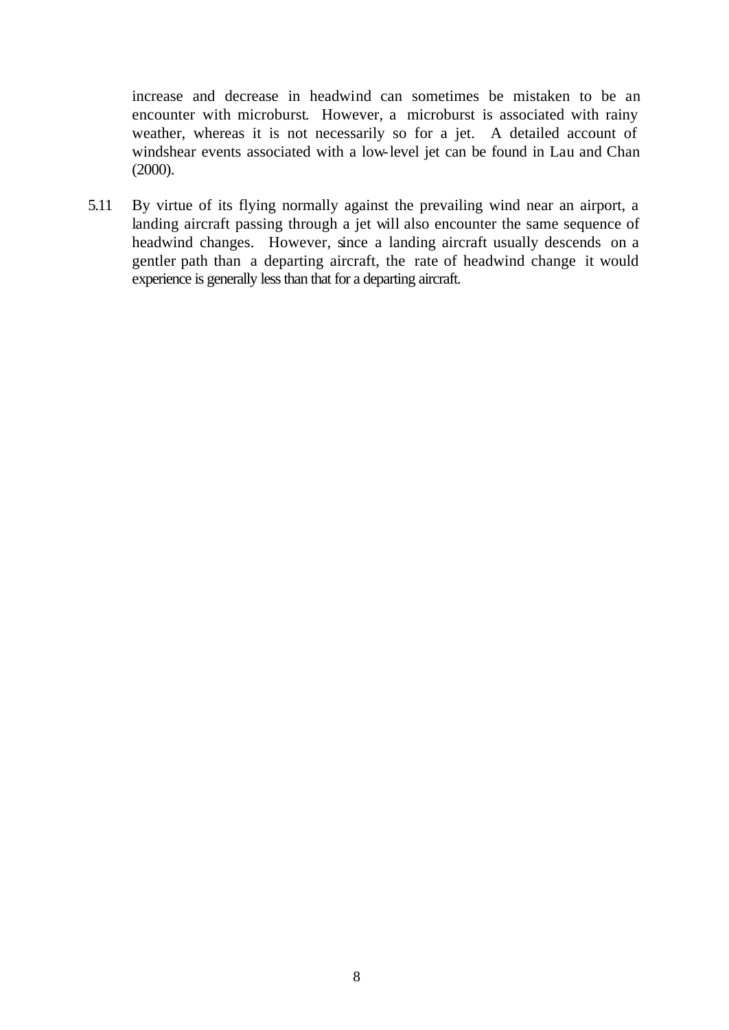increase and decrease in headwind can sometimes be mistaken to be an encounter with microburst. However, a microburst is associated with rainy weather, whereas it is not necessarily so for a jet. A detailed account of windshear events associated with a low-level jet can be found in Lau and Chan (2000).

5.11 By virtue of its flying normally against the prevailing wind near an airport, a landing aircraft passing through a jet will also encounter the same sequence of headwind changes. However, since a landing aircraft usually descends on a gentler path than a departing aircraft, the rate of headwind change it would experience is generally less than that for a departing aircraft.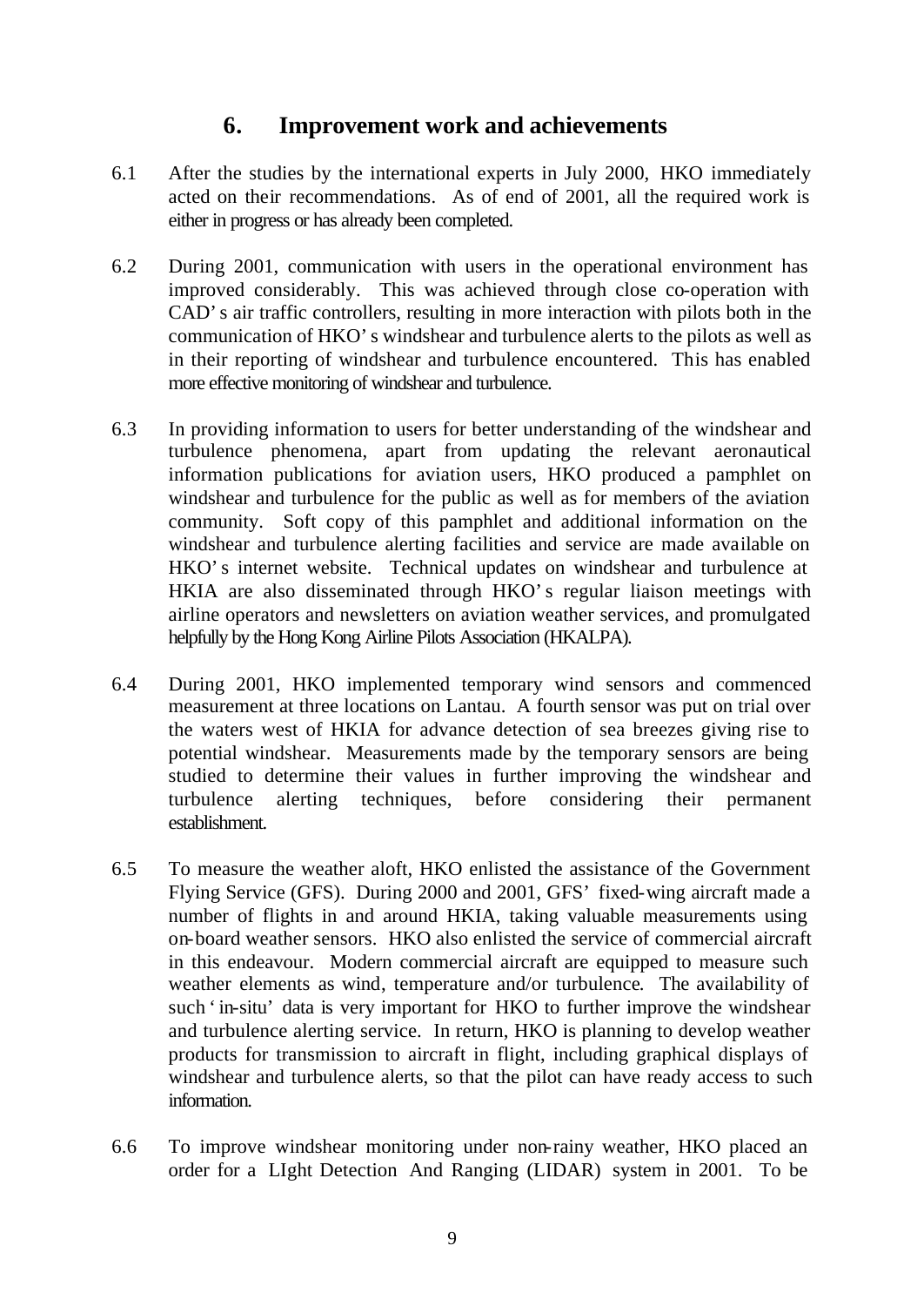## 6. Improvement work and achievements

6.1 After the studies by the international experts in July 2000, HKO immediately acted on their recommendations. As of end of 2001, all the required work is either in progress or has already been completed.

6.2 During 2001, communication with users in the operational environment has improved considerably. This was achieved through close co-operation with CAD's air traffic controllers, resulting in more interaction with pilots both in the communication of HKO's windshear and turbulence alerts to the pilots as well as in their reporting of windshear and turbulence encountered. This has enabled more effective monitoring of windshear and turbulence.

6.3 In providing information to users for better understanding of the windshear and turbulence phenomena, apart from updating the relevant aeronautical information publications for aviation users, HKO produced a pamphlet on windshear and turbulence for the public as well as for members of the aviation community. Soft copy of this pamphlet and additional information on the windshear and turbulence alerting facilities and service are made available on HKO's internet website. Technical updates on windshear and turbulence at HKIA are also disseminated through HKO's regular liaison meetings with airline operators and newsletters on aviation weather services, and promulgated helpfully by the Hong Kong Airline Pilots Association (HKALPA).

6.4 During 2001, HKO implemented temporary wind sensors and commenced measurement at three locations on Lantau. A fourth sensor was put on trial over the waters west of HKIA for advance detection of sea breezes giving rise to potential windshear. Measurements made by the temporary sensors are being studied to determine their values in further improving the windshear and turbulence alerting techniques, before considering their permanent establishment.

6.5 To measure the weather aloft, HKO enlisted the assistance of the Government Flying Service (GFS). During 2000 and 2001, GFS' fixed-wing aircraft made a number of flights in and around HKIA, taking valuable measurements using on-board weather sensors. HKO also enlisted the service of commercial aircraft in this endeavour. Modern commercial aircraft are equipped to measure such weather elements as wind, temperature and/or turbulence. The availability of such 'in-situ' data is very important for HKO to further improve the windshear and turbulence alerting service. In return, HKO is planning to develop weather products for transmission to aircraft in flight, including graphical displays of windshear and turbulence alerts, so that the pilot can have ready access to such information.

6.6 To improve windshear monitoring under non-rainy weather, HKO placed an order for a LIght Detection And Ranging (LIDAR) system in 2001. To be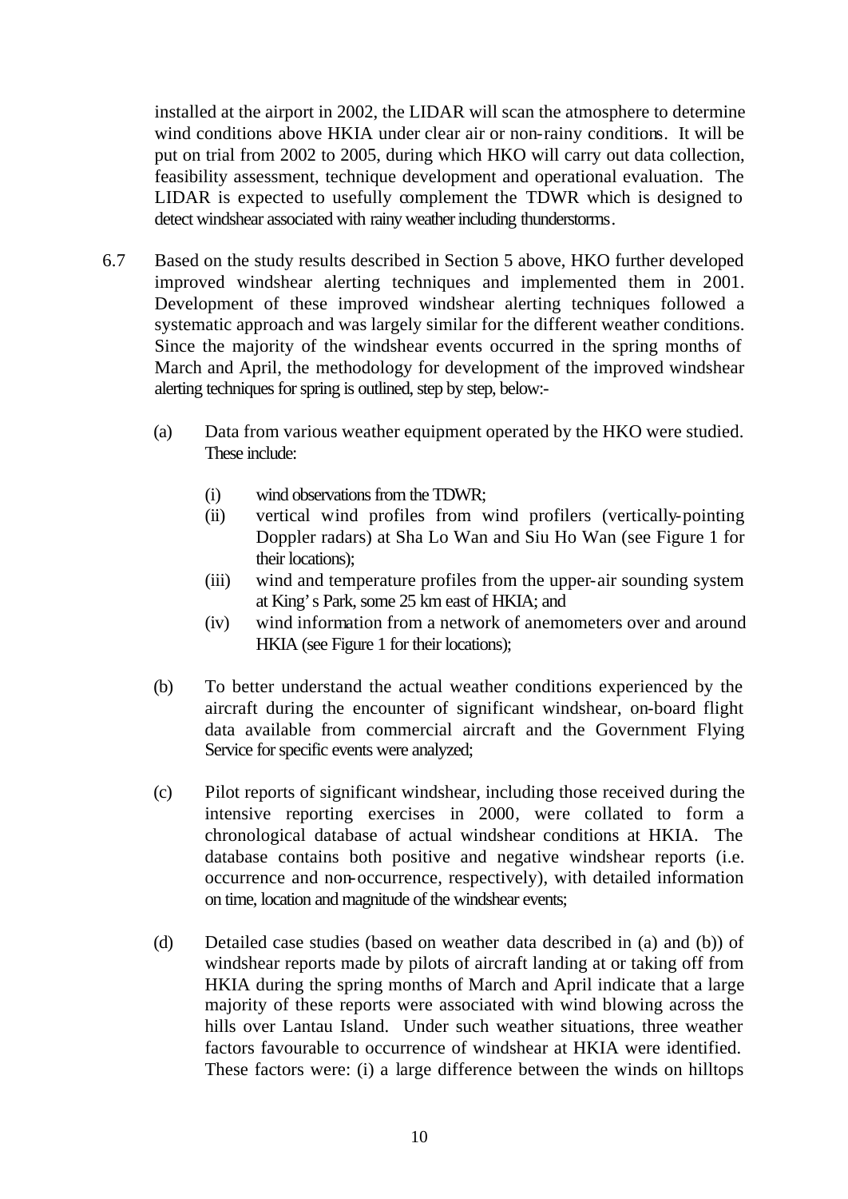installed at the airport in 2002, the LIDAR will scan the atmosphere to determine wind conditions above HKIA under clear air or non-rainy conditions. It will be put on trial from 2002 to 2005, during which HKO will carry out data collection, feasibility assessment, technique development and operational evaluation. The LIDAR is expected to usefully complement the TDWR which is designed to detect windshear associated with rainy weather including thunderstorms.

6.7 Based on the study results described in Section 5 above, HKO further developed improved windshear alerting techniques and implemented them in 2001. Development of these improved windshear alerting techniques followed a systematic approach and was largely similar for the different weather conditions. Since the majority of the windshear events occurred in the spring months of March and April, the methodology for development of the improved windshear alerting techniques for spring is outlined, step by step, below:-

(a) Data from various weather equipment operated by the HKO were studied. These include:

  (i) wind observations from the TDWR;
  
  (ii) vertical wind profiles from wind profilers (vertically-pointing Doppler radars) at Sha Lo Wan and Siu Ho Wan (see Figure 1 for their locations);
  
  (iii) wind and temperature profiles from the upper-air sounding system at King's Park, some 25 km east of HKIA; and
  
  (iv) wind information from a network of anemometers over and around HKIA (see Figure 1 for their locations);

(b) To better understand the actual weather conditions experienced by the aircraft during the encounter of significant windshear, on-board flight data available from commercial aircraft and the Government Flying Service for specific events were analyzed;

(c) Pilot reports of significant windshear, including those received during the intensive reporting exercises in 2000, were collated to form a chronological database of actual windshear conditions at HKIA. The database contains both positive and negative windshear reports (i.e. occurrence and non-occurrence, respectively), with detailed information on time, location and magnitude of the windshear events;

(d) Detailed case studies (based on weather data described in (a) and (b)) of windshear reports made by pilots of aircraft landing at or taking off from HKIA during the spring months of March and April indicate that a large majority of these reports were associated with wind blowing across the hills over Lantau Island. Under such weather situations, three weather factors favourable to occurrence of windshear at HKIA were identified. These factors were: (i) a large difference between the winds on hilltops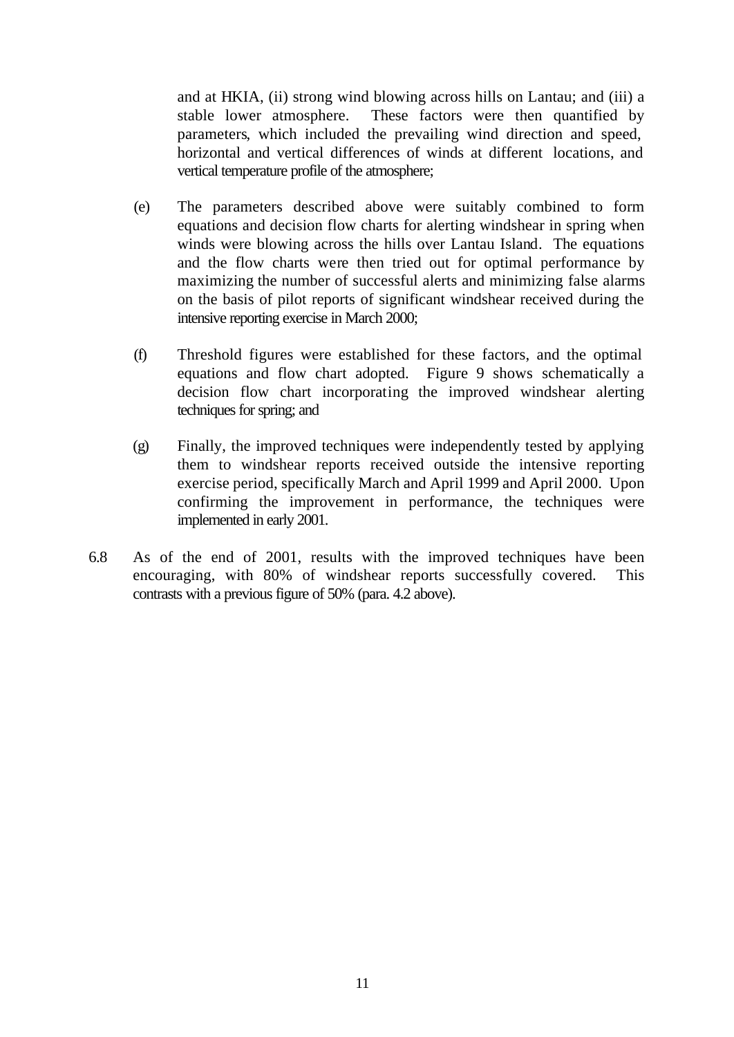and at HKIA, (ii) strong wind blowing across hills on Lantau; and (iii) a stable lower atmosphere. These factors were then quantified by parameters, which included the prevailing wind direction and speed, horizontal and vertical differences of winds at different locations, and vertical temperature profile of the atmosphere;

(e) The parameters described above were suitably combined to form equations and decision flow charts for alerting windshear in spring when winds were blowing across the hills over Lantau Island. The equations and the flow charts were then tried out for optimal performance by maximizing the number of successful alerts and minimizing false alarms on the basis of pilot reports of significant windshear received during the intensive reporting exercise in March 2000;

(f) Threshold figures were established for these factors, and the optimal equations and flow chart adopted. Figure 9 shows schematically a decision flow chart incorporating the improved windshear alerting techniques for spring; and

(g) Finally, the improved techniques were independently tested by applying them to windshear reports received outside the intensive reporting exercise period, specifically March and April 1999 and April 2000. Upon confirming the improvement in performance, the techniques were implemented in early 2001.

6.8 As of the end of 2001, results with the improved techniques have been encouraging, with 80% of windshear reports successfully covered. This contrasts with a previous figure of 50% (para. 4.2 above).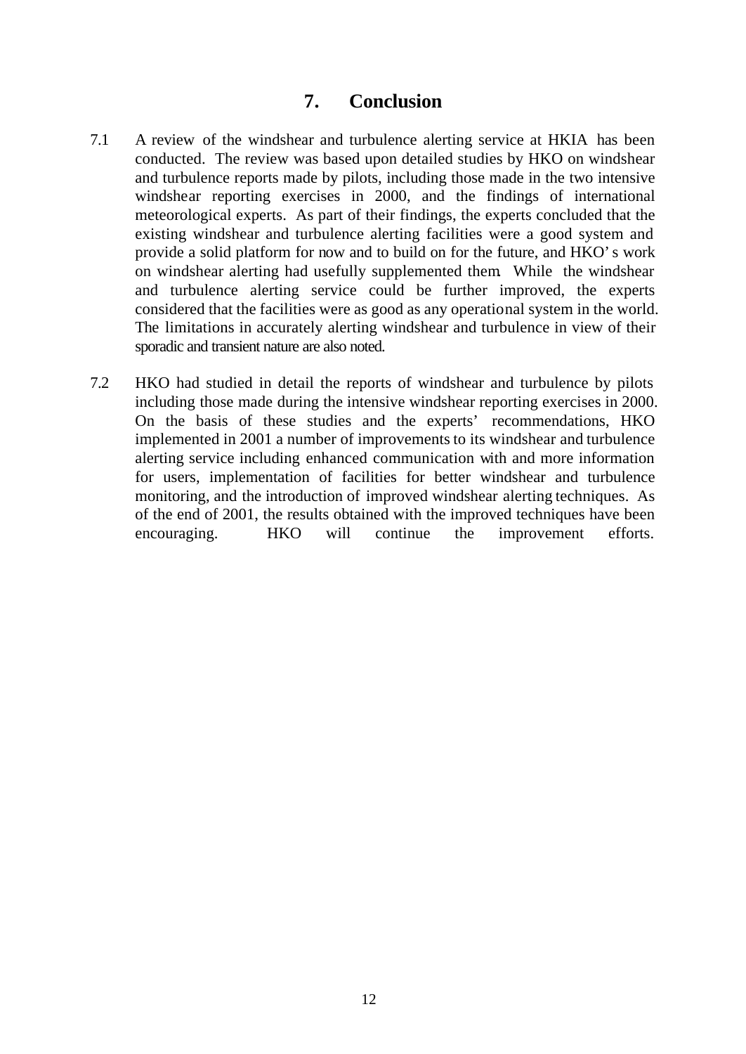# 7. Conclusion

7.1 A review of the windshear and turbulence alerting service at HKIA has been conducted. The review was based upon detailed studies by HKO on windshear and turbulence reports made by pilots, including those made in the two intensive windshear reporting exercises in 2000, and the findings of international meteorological experts. As part of their findings, the experts concluded that the existing windshear and turbulence alerting facilities were a good system and provide a solid platform for now and to build on for the future, and HKO's work on windshear alerting had usefully supplemented them. While the windshear and turbulence alerting service could be further improved, the experts considered that the facilities were as good as any operational system in the world. The limitations in accurately alerting windshear and turbulence in view of their sporadic and transient nature are also noted.

7.2 HKO had studied in detail the reports of windshear and turbulence by pilots including those made during the intensive windshear reporting exercises in 2000. On the basis of these studies and the experts' recommendations, HKO implemented in 2001 a number of improvements to its windshear and turbulence alerting service including enhanced communication with and more information for users, implementation of facilities for better windshear and turbulence monitoring, and the introduction of improved windshear alerting techniques. As of the end of 2001, the results obtained with the improved techniques have been encouraging. HKO will continue the improvement efforts.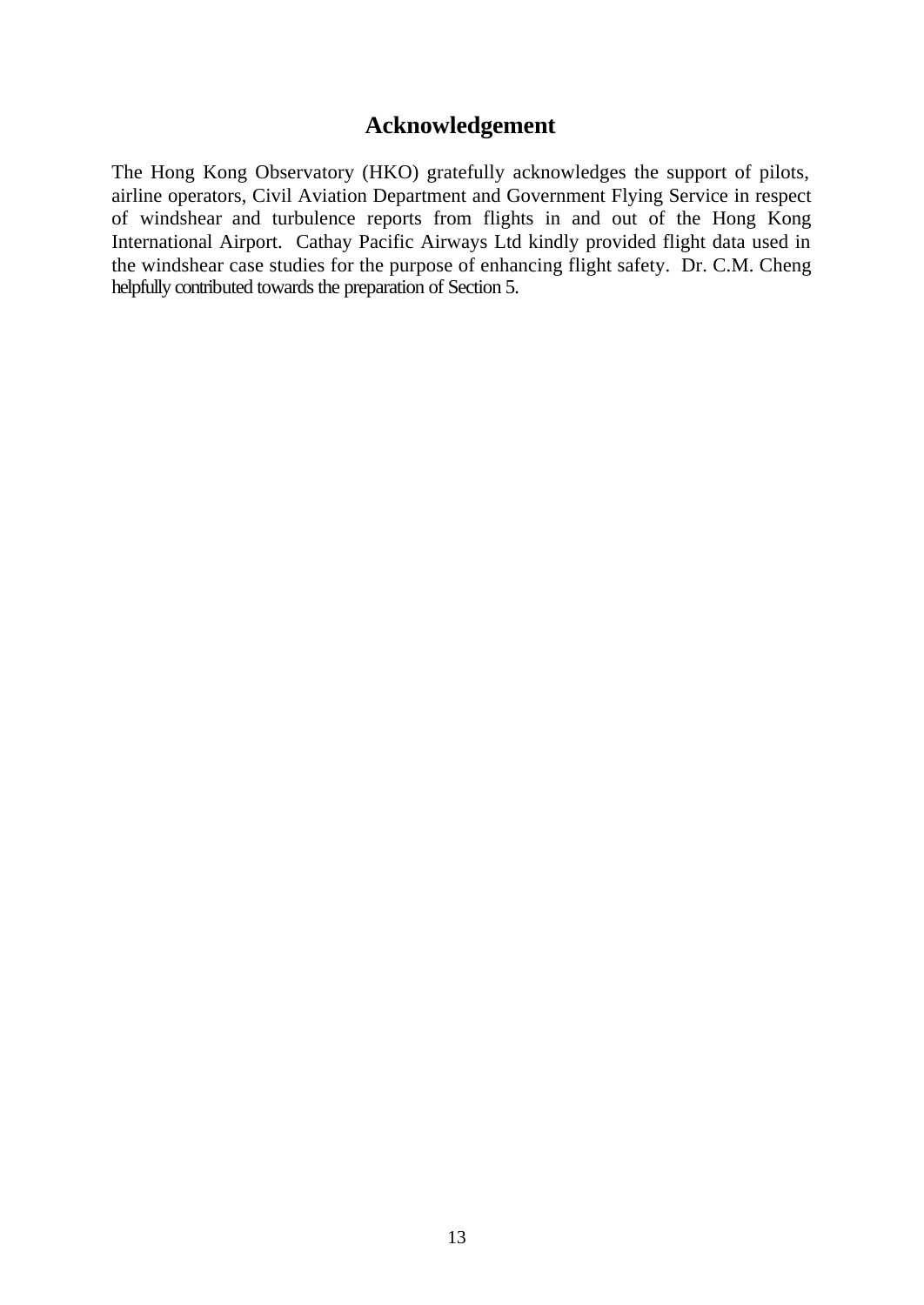# Acknowledgement

The Hong Kong Observatory (HKO) gratefully acknowledges the support of pilots, airline operators, Civil Aviation Department and Government Flying Service in respect of windshear and turbulence reports from flights in and out of the Hong Kong International Airport. Cathay Pacific Airways Ltd kindly provided flight data used in the windshear case studies for the purpose of enhancing flight safety. Dr. C.M. Cheng helpfully contributed towards the preparation of Section 5.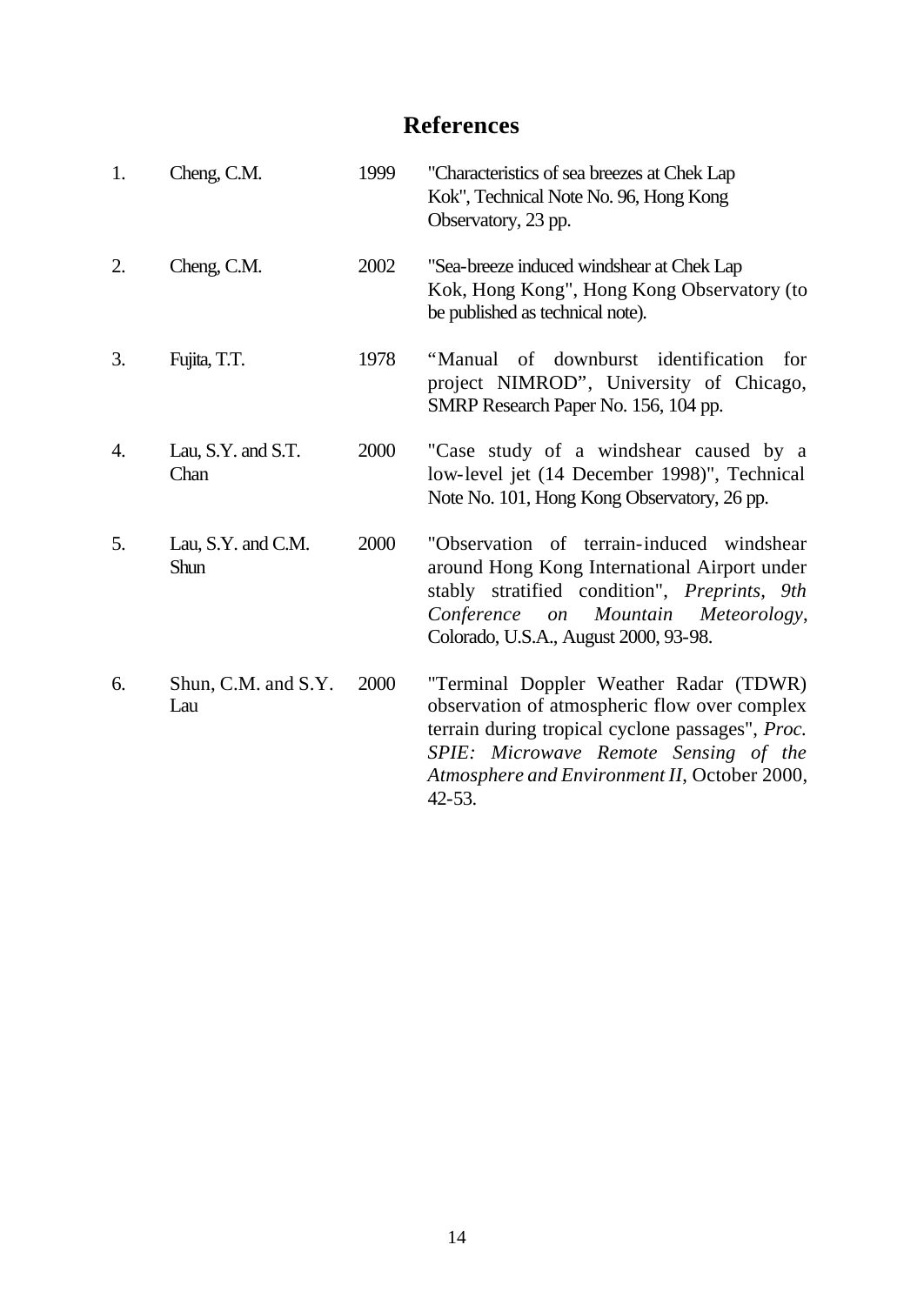# References

1. Cheng, C.M. 1999 "Characteristics of sea breezes at Chek Lap Kok", Technical Note No. 96, Hong Kong Observatory, 23 pp.

2. Cheng, C.M. 2002 "Sea-breeze induced windshear at Chek Lap Kok, Hong Kong", Hong Kong Observatory (to be published as technical note).

3. Fujita, T.T. 1978 "Manual of downburst identification for project NIMROD", University of Chicago, SMRP Research Paper No. 156, 104 pp.

4. Lau, S.Y. and S.T. Chan 2000 "Case study of a windshear caused by a low-level jet (14 December 1998)", Technical Note No. 101, Hong Kong Observatory, 26 pp.

5. Lau, S.Y. and C.M. Shun 2000 "Observation of terrain-induced windshear around Hong Kong International Airport under stably stratified condition", *Preprints, 9th Conference on Mountain Meteorology*, Colorado, U.S.A., August 2000, 93-98.

6. Shun, C.M. and S.Y. Lau 2000 "Terminal Doppler Weather Radar (TDWR) observation of atmospheric flow over complex terrain during tropical cyclone passages", *Proc. SPIE: Microwave Remote Sensing of the Atmosphere and Environment II*, October 2000, 42-53.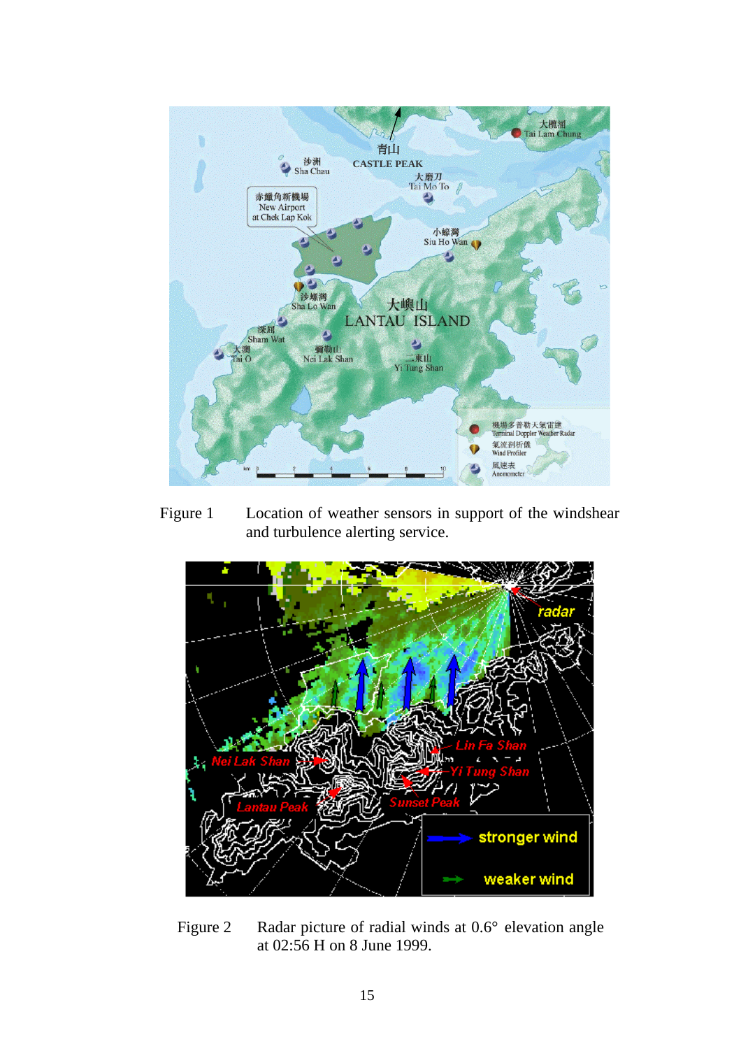Figure 1 Location of weather sensors in support of the windshear and turbulence alerting service.

Figure 2 Radar picture of radial winds at 0.6° elevation angle at 02:56 H on 8 June 1999.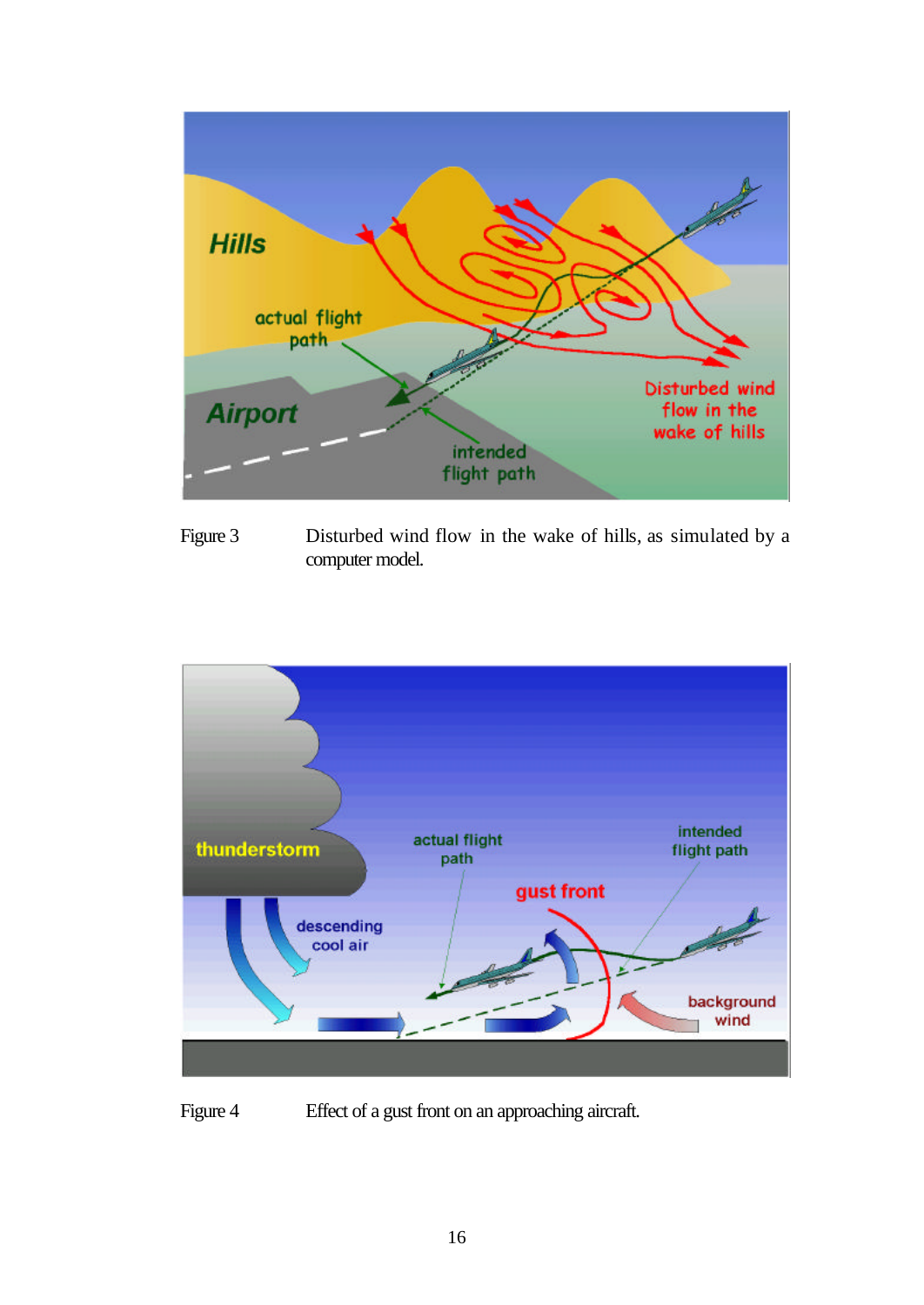Figure 3 Disturbed wind flow in the wake of hills, as simulated by a computer model.

Figure 4 Effect of a gust front on an approaching aircraft.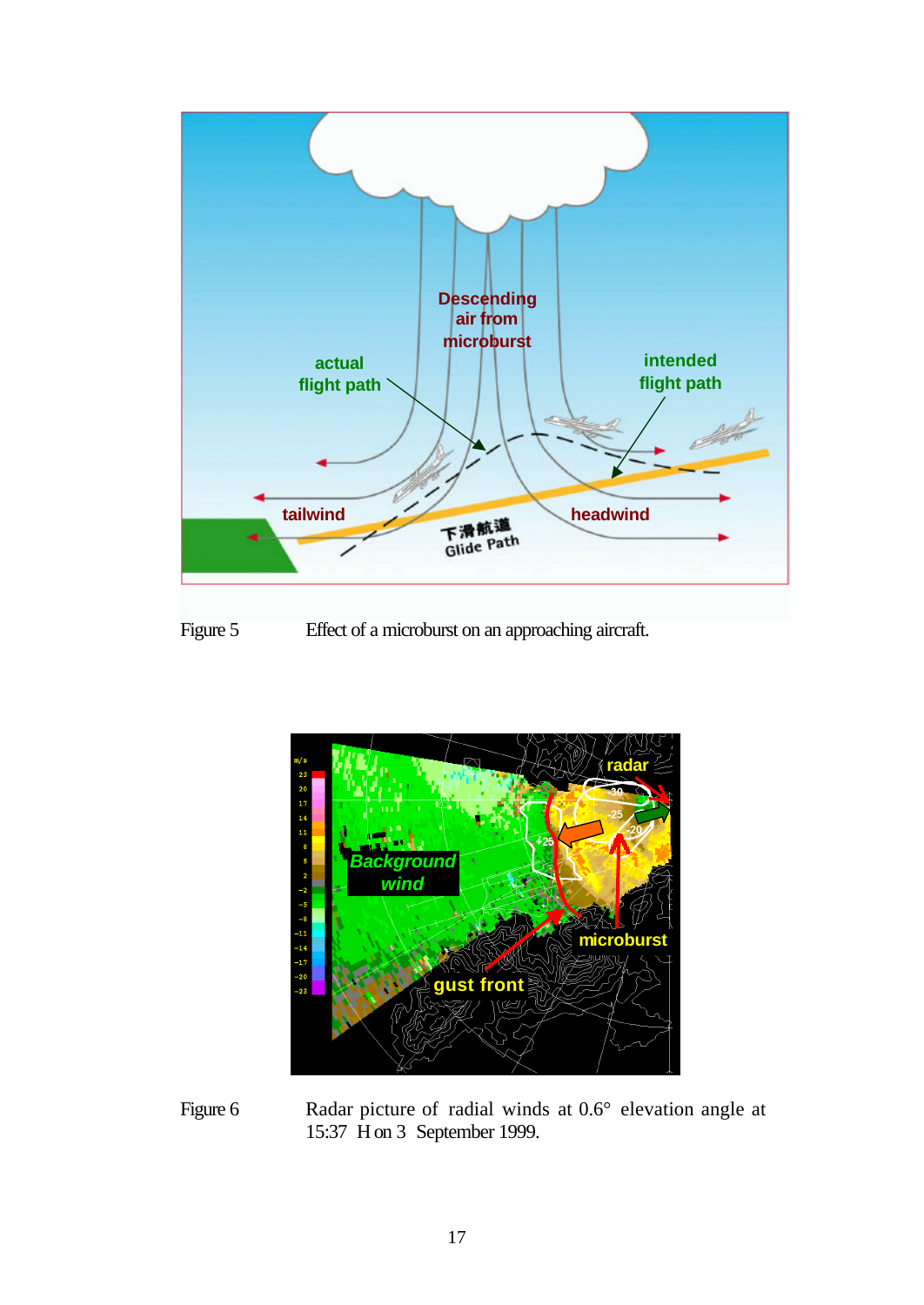Figure 5 Effect of a microburst on an approaching aircraft.

Figure 6 Radar picture of radial winds at 0.6° elevation angle at 15:37 H on 3 September 1999.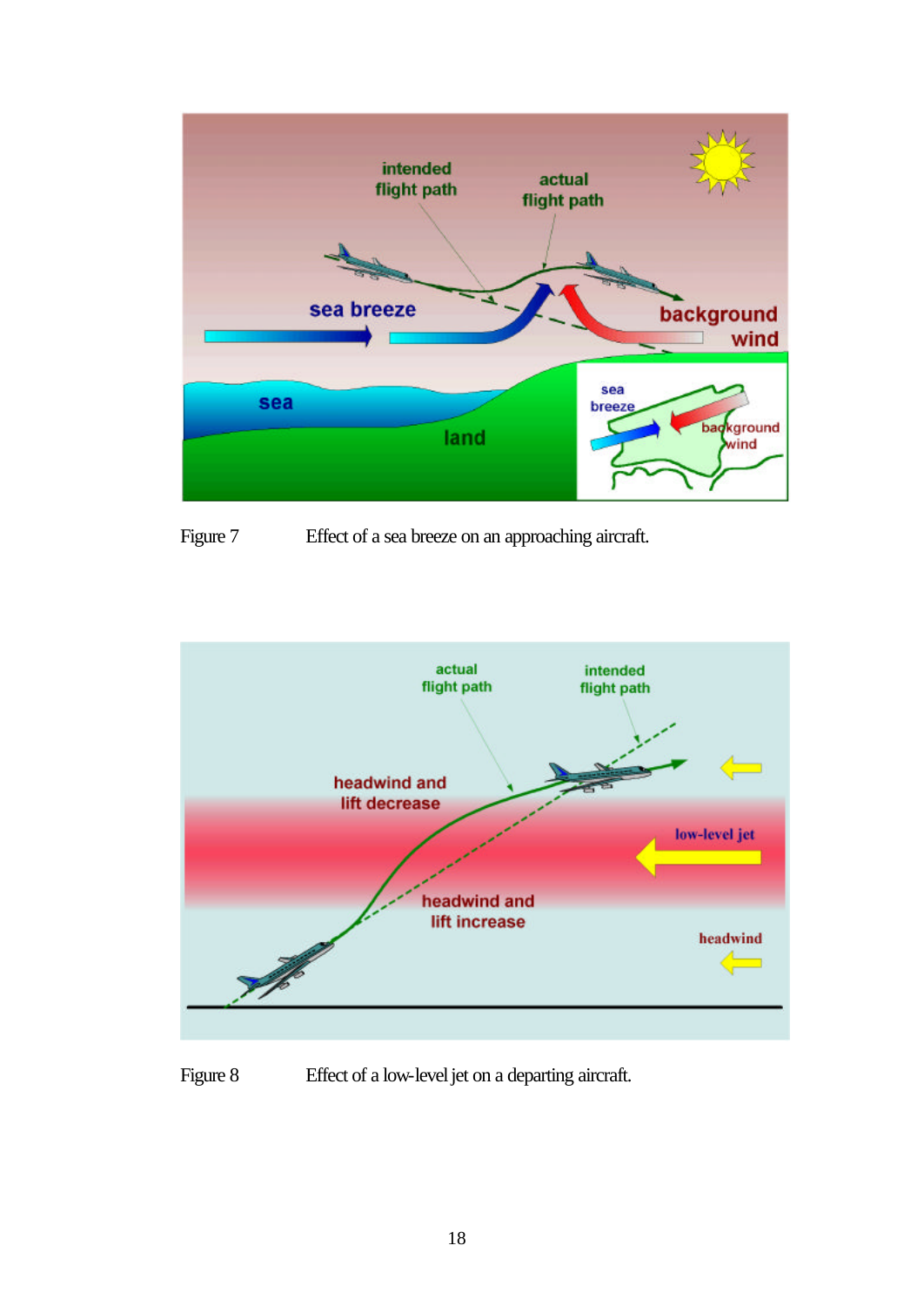Figure 7 Effect of a sea breeze on an approaching aircraft.

Figure 8 Effect of a low-level jet on a departing aircraft.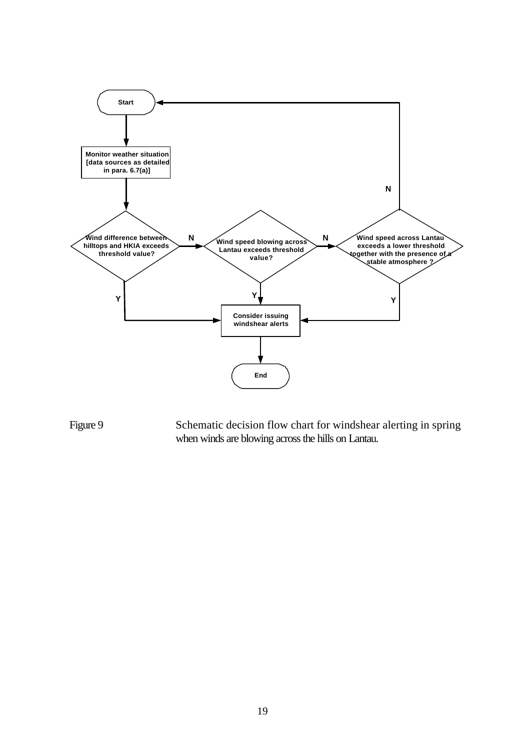Start

Monitor weather situation [data sources as detailed in para. 6.7(a)]

Wind difference between hilltops and HKIA exceeds threshold value?

N

Wind speed blowing across Lantau exceeds threshold value?

N

Wind speed across Lantau exceeds a lower threshold together with the presence of a stable atmosphere ?

N

Y

Y

Y

Consider issuing windshear alerts

End

Figure 9 Schematic decision flow chart for windshear alerting in spring when winds are blowing across the hills on Lantau.